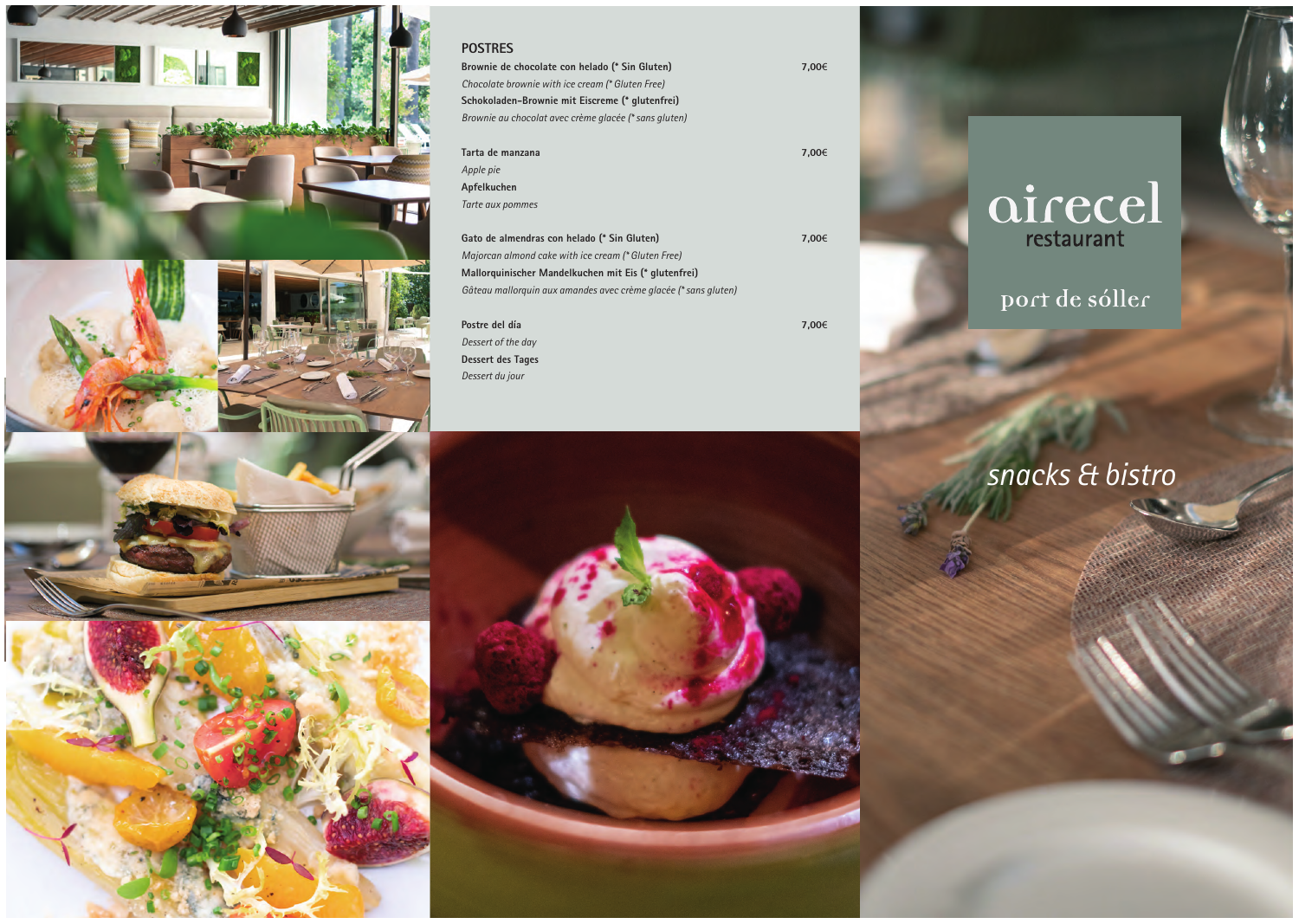## POSTRES

**Brownie de chocolate con helado (* Sin Gluten)** 7,00€
*Chocolate brownie with ice cream (* Gluten Free)*
**Schokoladen-Brownie mit Eiscreme (* glutenfrei)**
*Brownie au chocolat avec crème glacée (* sans gluten)*

**Tarta de manzana** 7,00€
*Apple pie*
**Apfelkuchen**
*Tarte aux pommes*

**Gato de almendras con helado (* Sin Gluten)** 7,00€
*Majorcan almond cake with ice cream (* Gluten Free)*
**Mallorquinischer Mandelkuchen mit Eis (* glutenfrei)**
*Gâteau mallorquin aux amandes avec crème glacée (* sans gluten)*

**Postre del día** 7,00€
*Dessert of the day*
**Dessert des Tages**
*Dessert du jour*

# airecel
## restaurant

port de sóller

*snacks & bistro*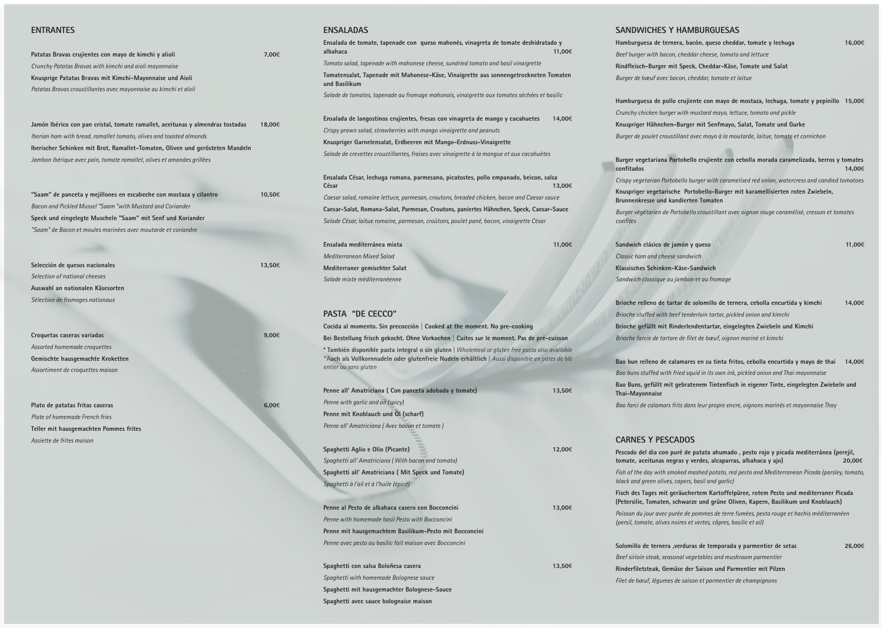## ENTRANTES

**Patatas Bravas crujientes con mayo de kimchi y alioli** 7,00€

*Crunchy Patatas Bravas with kimchi and aioli mayonnaise*

**Knusprige Patatas Bravas mit Kimchi-Mayonnaise und Aioli**

*Patatas Bravas croustillantes avec mayonnaise au kimchi et aïoli*

**Jamón Ibérico con pan cristal, tomate ramallet, aceitunas y almendras tostadas** 18,00€

*Iberian ham with bread, ramallet tomato, olives and toasted almonds*

**Iberischer Schinken mit Brot, Ramallet-Tomaten, Oliven und gerösteten Mandeln**

*Jambon ibérique avec pain, tomate ramallet, olives et amandes grillées*

**"Saam" de panceta y mejillones en escabeche con mostaza y cilantro** 10,50€

*Bacon and Pickled Mussel "Saam "with Mustard and Coriander*

**Speck und eingelegte Muscheln "Saam" mit Senf und Koriander**

*"Saam" de Bacon et moules marinées avec moutarde et coriandre*

**Selección de quesos nacionales** 13,50€

*Selection of national cheeses*

**Auswahl an nationalen Käsesorten**

*Sélection de fromages nationaux*

**Croquetas caseras variadas** 9,00€

*Assorted homemade croquettes*

**Gemischte hausgemachte Kroketten**

*Assortiment de croquettes maison*

**Plato de patatas fritas caseras** 6,00€

*Plate of homemade French fries*

**Teller mit hausgemachten Pommes frites**

*Assiette de frites maison*

## ENSALADAS

**Ensalada de tomate, tapenade con queso mahonés, vinagreta de tomate deshidratado y albahaca** 11,00€

*Tomato salad, tapenade with mahonese cheese, sundried tomato and basil vinaigrette*

**Tomatensalat, Tapenade mit Mahonese-Käse, Vinaigrette aus sonnengetrockneten Tomaten und Basilikum**

*Salade de tomates, tapenade au fromage mahonais, vinaigrette aux tomates séchées et basilic*

**Ensalada de langostinos crujientes, fresas con vinagreta de mango y cacahuetes** 14,00€

*Crispy prawn salad, strawberries with mango vinaigrette and peanuts*

**Knuspriger Garnelensalat, Erdbeeren mit Mango-Erdnuss-Vinaigrette**

*Salade de crevettes croustillantes, fraises avec vinaigrette à la mangue et aux cacahuètes*

**Ensalada César, lechuga romana, parmesano, picatostes, pollo empanado, beicon, salsa César** 13,00€

*Caesar salad, romaine lettuce, parmesan, croutons, breaded chicken, bacon and Caesar sauce*

**Caesar-Salat, Romana-Salat, Parmesan, Croutons, paniertes Hähnchen, Speck, Caesar-Sauce**

*Salade César, laitue romaine, parmesan, croûtons, poulet pané, bacon, vinaigrette César*

**Ensalada mediterránea mixta** 11,00€

*Mediterranean Mixed Salad*

**Mediterraner gemischter Salat**

*Salade mixte méditerranéenne*

## PASTA "DE CECCO"

**Cocida al momento. Sin precocción | Cooked at the moment. No pre-cooking**

**Bei Bestellung frisch gekocht. Ohne Vorkochen | Cuites sur le moment. Pas de pré-cuisson**

\* También disponible pasta integral o sin gluten | *Wholemeal or gluten free pasta also available*
\*Auch als Vollkornnudeln oder glutenfreie Nudeln erhältlich | *Aussi disponible en pâtes de blé entier ou sans gluten*

**Penne all' Amatriciana ( Con panceta adobada y tomate)** 13,50€

*Penne with garlic and oil (spicy)*

**Penne mit Knoblauch und Öl (scharf)**

*Penne all' Amatriciana ( Avec bacon et tomate )*

**Spaghetti Aglio e Olio (Picante)** 12,00€

*Spaghetti all' Amatriciana ( With bacon and tomato)*

**Spaghetti all' Amatriciana ( Mit Speck und Tomate)**

*Spaghetti à l'ail et à l'huile (épicé)*

**Penne al Pesto de albahaca casero con Bocconcini** 13,00€

*Penne with homemade basil Pesto with Bocconcini*

**Penne mit hausgemachtem Basilikum-Pesto mit Bocconcini**

*Penne avec pesto au basilic fait maison avec Bocconcini*

**Spaghetti con salsa Boloñesa casera** 13,50€

*Spaghetti with homemade Bolognese sauce*

**Spaghetti mit hausgemachter Bolognese-Sauce**

**Spaghetti avec sauce bolognaise maison**

## SANDWICHES Y HAMBURGUESAS

**Hamburguesa de ternera, bacón, queso cheddar, tomate y lechuga** 16,00€

*Beef burger with bacon, cheddar cheese, tomato and lettuce*

**Rindfleisch-Burger mit Speck, Cheddar-Käse, Tomate und Salat**

*Burger de bœuf avec bacon, cheddar, tomate et laitue*

**Hamburguesa de pollo crujiente con mayo de mostaza, lechuga, tomate y pepinillo** 15,00€

*Crunchy chicken burger with mustard mayo, lettuce, tomato and pickle*

**Knuspriger Hähnchen-Burger mit Senfmayo, Salat, Tomate und Gurke**

*Burger de poulet croustillant avec mayo à la moutarde, laitue, tomate et cornichon*

**Burger vegetariana Portobello crujiente con cebolla morada caramelizada, berros y tomates confitados** 14,00€

*Crispy vegetarian Portobello burger with caramelised red onion, watercress and candied tomatoes*

**Knuspriger vegetarische Portobello-Burger mit karamellisierten roten Zwiebeln, Brunnenkresse und kandierten Tomaten**

*Burger végétarien de Portobello croustillant avec oignon rouge caramélisé, cresson et tomates confites*

**Sandwich clásico de jamón y queso** 11,00€

*Classic ham and cheese sandwich*

**Klassisches Schinken-Käse-Sandwich**

*Sandwich classique au jambon et au fromage*

**Brioche relleno de tartar de solomillo de ternera, cebolla encurtida y kimchi** 14,00€

*Brioche stuffed with beef tenderloin tartar, pickled onion and kimchi*

**Brioche gefüllt mit Rinderlendentartar, eingelegten Zwiebeln und Kimchi**

*Brioche farcie de tartare de filet de bœuf, oignon mariné et kimchi*

**Bao bun relleno de calamares en su tinta fritos, cebolla encurtida y mayo de thai** 14,00€

*Bao buns stuffed with fried squid in its own ink, pickled onion and Thai mayonnaise*

**Bao Buns, gefüllt mit gebratenem Tintenfisch in eigener Tinte, eingelegten Zwiebeln und Thai-Mayonnaise**

*Bao farci de calamars frits dans leur propre encre, oignons marinés et mayonnaise Thay*

## CARNES Y PESCADOS

**Pescado del dia con puré de patata ahumado , pesto rojo y picada mediterránea (perejil, tomate, aceitunas negras y verdes, alcaparras, albahaca y ajo)** 20,00€

*Fish of the day with smoked mashed potato, red pesto and Mediterranean Picada (parsley, tomato, black and green olives, capers, basil and garlic)*

**Fisch des Tages mit geräuchertem Kartoffelpüree, rotem Pesto und mediterraner Picada (Petersilie, Tomaten, schwarze und grüne Oliven, Kapern, Basilikum und Knoblauch)**

*Poisson du jour avec purée de pommes de terre fumées, pesto rouge et hachis méditerranéen (persil, tomate, olives noires et vertes, câpres, basilic et ail)*

**Solomillo de ternera ,verduras de temporada y parmentier de setas** 26,00€

*Beef sirloin steak, seasonal vegetables and mushroom parmentier*

**Rinderfiletsteak, Gemüse der Saison und Parmentier mit Pilzen**

*Filet de bœuf, légumes de saison et parmentier de champignons*